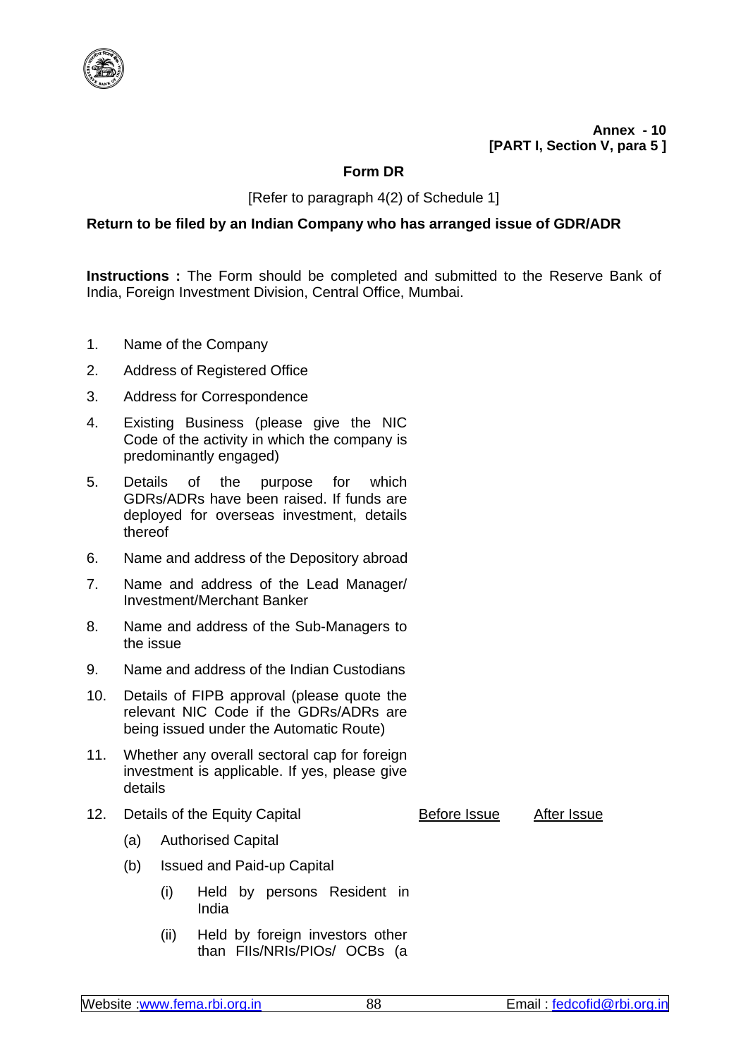**Annex - 10**
**[PART I, Section V, para 5 ]**

## Form DR

[Refer to paragraph 4(2) of Schedule 1]

### Return to be filed by an Indian Company who has arranged issue of GDR/ADR

**Instructions :** The Form should be completed and submitted to the Reserve Bank of India, Foreign Investment Division, Central Office, Mumbai.

1. Name of the Company
2. Address of Registered Office
3. Address for Correspondence
4. Existing Business (please give the NIC Code of the activity in which the company is predominantly engaged)
5. Details of the purpose for which GDRs/ADRs have been raised. If funds are deployed for overseas investment, details thereof
6. Name and address of the Depository abroad
7. Name and address of the Lead Manager/ Investment/Merchant Banker
8. Name and address of the Sub-Managers to the issue
9. Name and address of the Indian Custodians
10. Details of FIPB approval (please quote the relevant NIC Code if the GDRs/ADRs are being issued under the Automatic Route)
11. Whether any overall sectoral cap for foreign investment is applicable. If yes, please give details
12. Details of the Equity Capital

| | Before Issue | After Issue |
|---|---|---|
| (a) Authorised Capital | | |
| (b) Issued and Paid-up Capital | | |
| (i) Held by persons Resident in India | | |
| (ii) Held by foreign investors other than FIIs/NRIs/PIOs/ OCBs (a | | |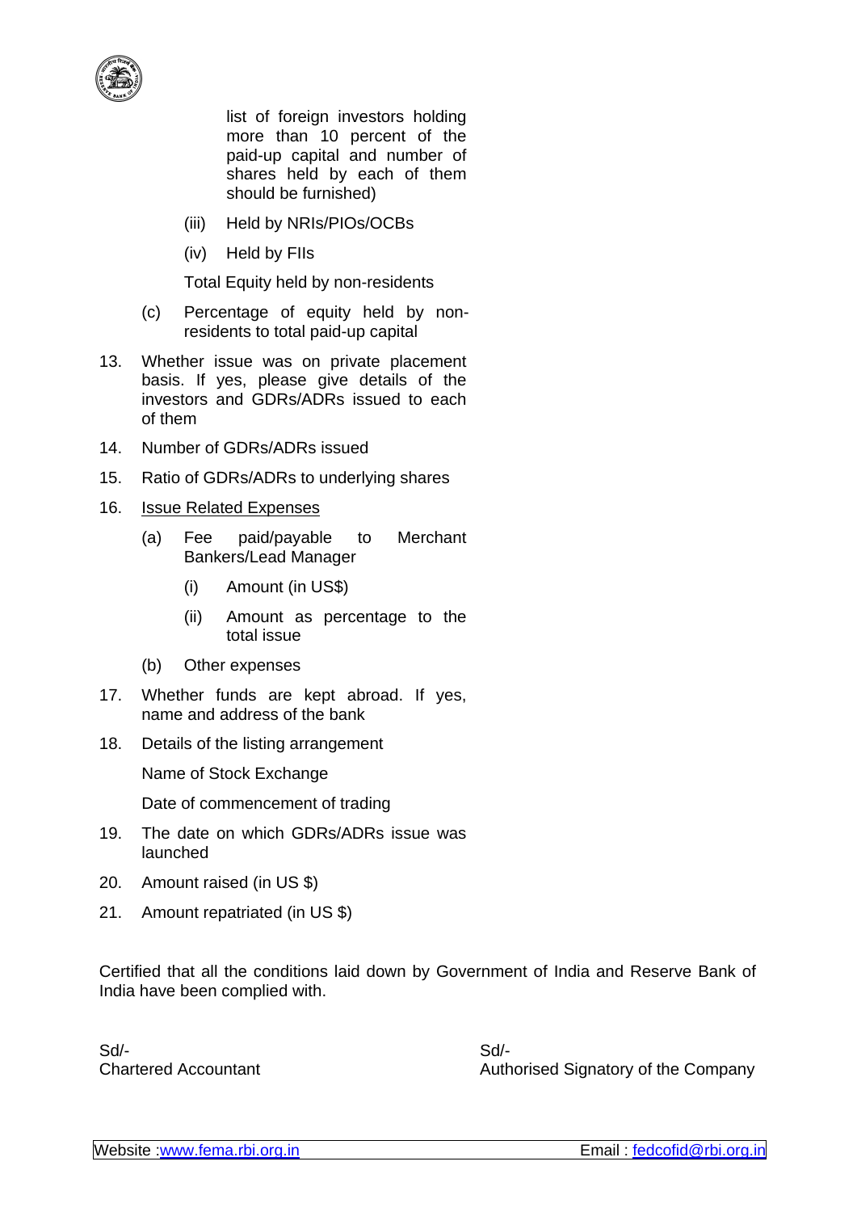list of foreign investors holding more than 10 percent of the paid-up capital and number of shares held by each of them should be furnished)

(iii) Held by NRIs/PIOs/OCBs

(iv) Held by FIIs

Total Equity held by non-residents

(c) Percentage of equity held by non-residents to total paid-up capital

13. Whether issue was on private placement basis. If yes, please give details of the investors and GDRs/ADRs issued to each of them

14. Number of GDRs/ADRs issued

15. Ratio of GDRs/ADRs to underlying shares

16. <u>Issue Related Expenses</u>

    (a) Fee paid/payable to Merchant Bankers/Lead Manager

        (i) Amount (in US$)

        (ii) Amount as percentage to the total issue

    (b) Other expenses

17. Whether funds are kept abroad. If yes, name and address of the bank

18. Details of the listing arrangement

    Name of Stock Exchange

    Date of commencement of trading

19. The date on which GDRs/ADRs issue was launched

20. Amount raised (in US $)

21. Amount repatriated (in US $)

Certified that all the conditions laid down by Government of India and Reserve Bank of India have been complied with.

Sd/-
Chartered Accountant

Sd/-
Authorised Signatory of the Company